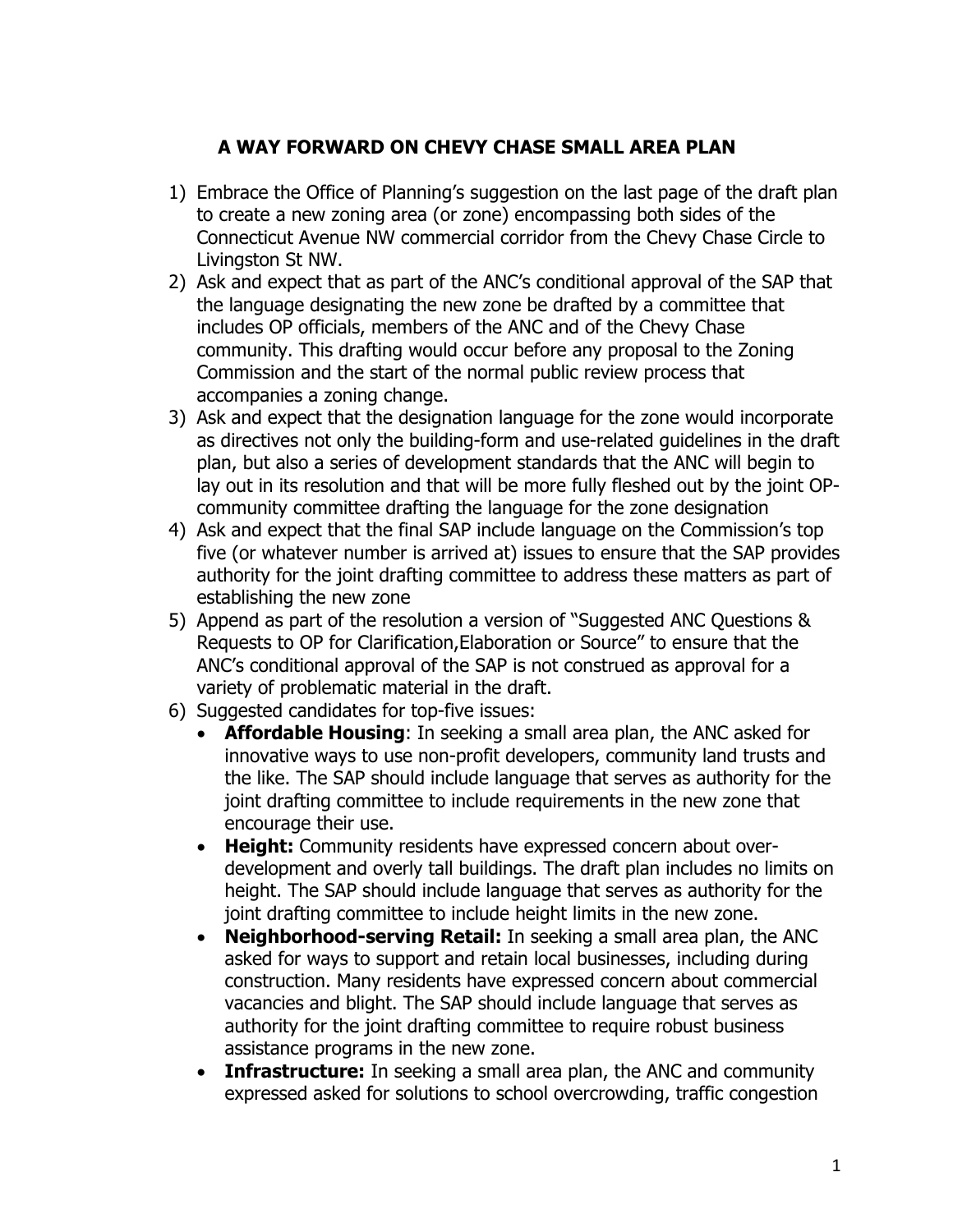# A WAY FORWARD ON CHEVY CHASE SMALL AREA PLAN

1) Embrace the Office of Planning's suggestion on the last page of the draft plan to create a new zoning area (or zone) encompassing both sides of the Connecticut Avenue NW commercial corridor from the Chevy Chase Circle to Livingston St NW.
2) Ask and expect that as part of the ANC's conditional approval of the SAP that the language designating the new zone be drafted by a committee that includes OP officials, members of the ANC and of the Chevy Chase community. This drafting would occur before any proposal to the Zoning Commission and the start of the normal public review process that accompanies a zoning change.
3) Ask and expect that the designation language for the zone would incorporate as directives not only the building-form and use-related guidelines in the draft plan, but also a series of development standards that the ANC will begin to lay out in its resolution and that will be more fully fleshed out by the joint OP-community committee drafting the language for the zone designation
4) Ask and expect that the final SAP include language on the Commission's top five (or whatever number is arrived at) issues to ensure that the SAP provides authority for the joint drafting committee to address these matters as part of establishing the new zone
5) Append as part of the resolution a version of "Suggested ANC Questions & Requests to OP for Clarification,Elaboration or Source" to ensure that the ANC's conditional approval of the SAP is not construed as approval for a variety of problematic material in the draft.
6) Suggested candidates for top-five issues:
   - **Affordable Housing**: In seeking a small area plan, the ANC asked for innovative ways to use non-profit developers, community land trusts and the like. The SAP should include language that serves as authority for the joint drafting committee to include requirements in the new zone that encourage their use.
   - **Height:** Community residents have expressed concern about over-development and overly tall buildings. The draft plan includes no limits on height. The SAP should include language that serves as authority for the joint drafting committee to include height limits in the new zone.
   - **Neighborhood-serving Retail:** In seeking a small area plan, the ANC asked for ways to support and retain local businesses, including during construction. Many residents have expressed concern about commercial vacancies and blight. The SAP should include language that serves as authority for the joint drafting committee to require robust business assistance programs in the new zone.
   - **Infrastructure:** In seeking a small area plan, the ANC and community expressed asked for solutions to school overcrowding, traffic congestion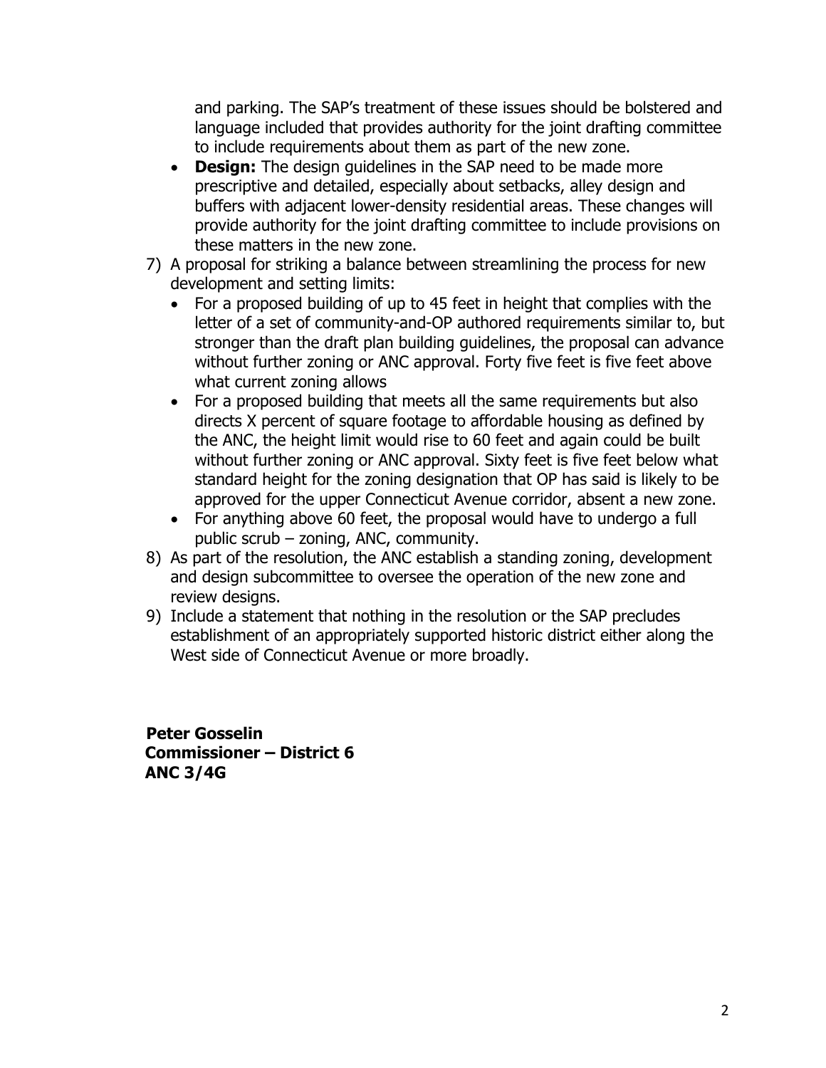and parking. The SAP's treatment of these issues should be bolstered and language included that provides authority for the joint drafting committee to include requirements about them as part of the new zone.

- **Design:** The design guidelines in the SAP need to be made more prescriptive and detailed, especially about setbacks, alley design and buffers with adjacent lower-density residential areas. These changes will provide authority for the joint drafting committee to include provisions on these matters in the new zone.

7) A proposal for striking a balance between streamlining the process for new development and setting limits:
   - For a proposed building of up to 45 feet in height that complies with the letter of a set of community-and-OP authored requirements similar to, but stronger than the draft plan building guidelines, the proposal can advance without further zoning or ANC approval. Forty five feet is five feet above what current zoning allows
   - For a proposed building that meets all the same requirements but also directs X percent of square footage to affordable housing as defined by the ANC, the height limit would rise to 60 feet and again could be built without further zoning or ANC approval. Sixty feet is five feet below what standard height for the zoning designation that OP has said is likely to be approved for the upper Connecticut Avenue corridor, absent a new zone.
   - For anything above 60 feet, the proposal would have to undergo a full public scrub – zoning, ANC, community.
8) As part of the resolution, the ANC establish a standing zoning, development and design subcommittee to oversee the operation of the new zone and review designs.
9) Include a statement that nothing in the resolution or the SAP precludes establishment of an appropriately supported historic district either along the West side of Connecticut Avenue or more broadly.

**Peter Gosselin**
**Commissioner – District 6**
**ANC 3/4G**